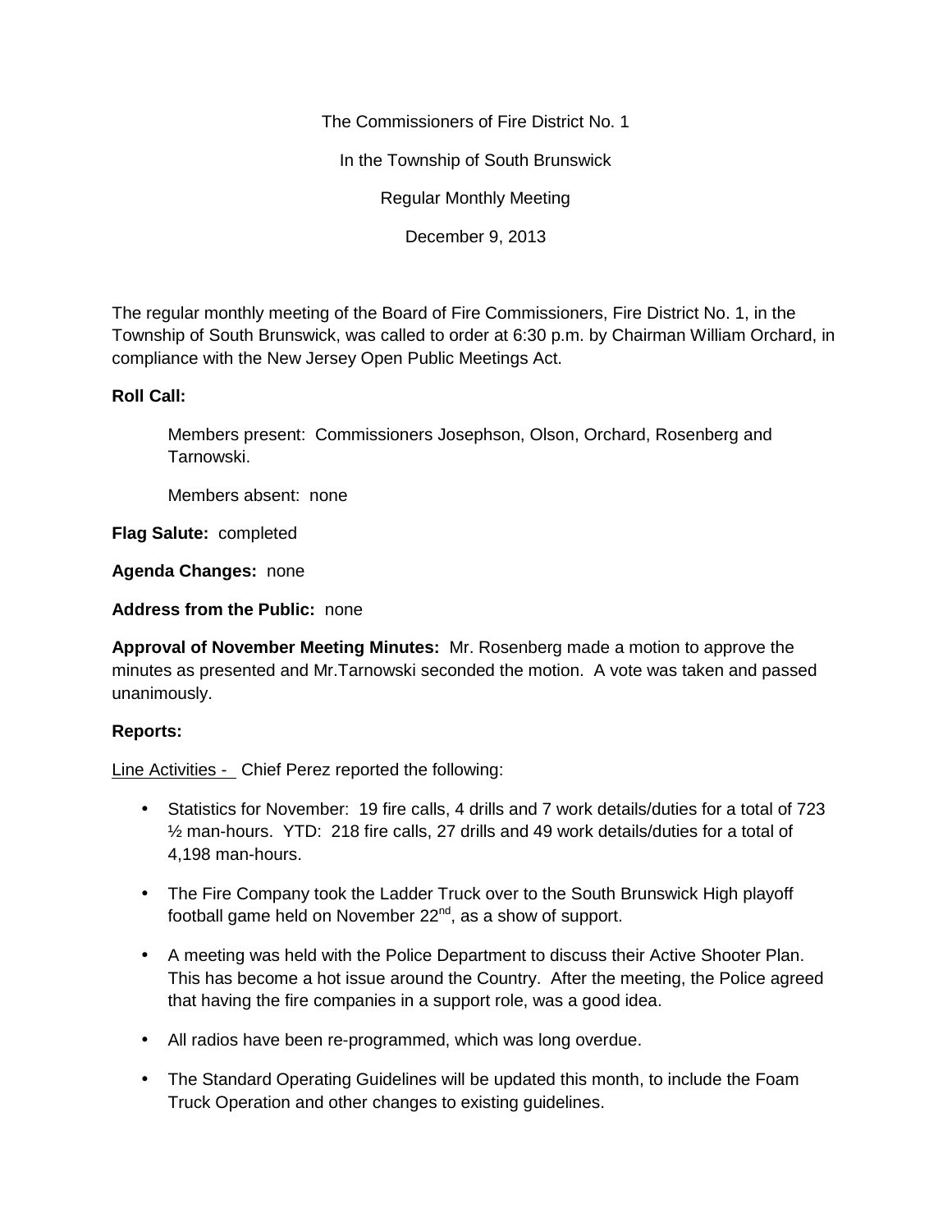The Commissioners of Fire District No. 1

In the Township of South Brunswick

Regular Monthly Meeting

December 9, 2013

The regular monthly meeting of the Board of Fire Commissioners, Fire District No. 1, in the Township of South Brunswick, was called to order at 6:30 p.m. by Chairman William Orchard, in compliance with the New Jersey Open Public Meetings Act.

**Roll Call:**

Members present: Commissioners Josephson, Olson, Orchard, Rosenberg and Tarnowski.

Members absent: none

**Flag Salute:** completed

**Agenda Changes:** none

**Address from the Public:** none

**Approval of November Meeting Minutes:** Mr. Rosenberg made a motion to approve the minutes as presented and Mr.Tarnowski seconded the motion. A vote was taken and passed unanimously.

**Reports:**

Line Activities - Chief Perez reported the following:

- Statistics for November: 19 fire calls, 4 drills and 7 work details/duties for a total of 723 ½ man-hours. YTD: 218 fire calls, 27 drills and 49 work details/duties for a total of 4,198 man-hours.
- The Fire Company took the Ladder Truck over to the South Brunswick High playoff football game held on November 22nd, as a show of support.
- A meeting was held with the Police Department to discuss their Active Shooter Plan. This has become a hot issue around the Country. After the meeting, the Police agreed that having the fire companies in a support role, was a good idea.
- All radios have been re-programmed, which was long overdue.
- The Standard Operating Guidelines will be updated this month, to include the Foam Truck Operation and other changes to existing guidelines.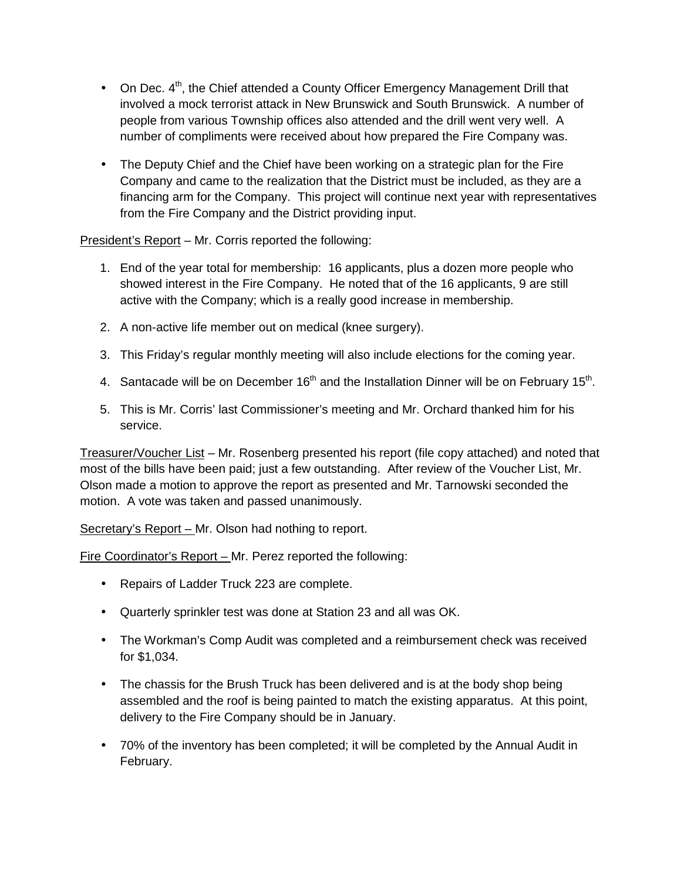- On Dec. 4th, the Chief attended a County Officer Emergency Management Drill that involved a mock terrorist attack in New Brunswick and South Brunswick. A number of people from various Township offices also attended and the drill went very well. A number of compliments were received about how prepared the Fire Company was.

- The Deputy Chief and the Chief have been working on a strategic plan for the Fire Company and came to the realization that the District must be included, as they are a financing arm for the Company. This project will continue next year with representatives from the Fire Company and the District providing input.

<u>President's Report</u> – Mr. Corris reported the following:

1. End of the year total for membership: 16 applicants, plus a dozen more people who showed interest in the Fire Company. He noted that of the 16 applicants, 9 are still active with the Company; which is a really good increase in membership.

2. A non-active life member out on medical (knee surgery).

3. This Friday's regular monthly meeting will also include elections for the coming year.

4. Santacade will be on December 16th and the Installation Dinner will be on February 15th.

5. This is Mr. Corris' last Commissioner's meeting and Mr. Orchard thanked him for his service.

<u>Treasurer/Voucher List</u> – Mr. Rosenberg presented his report (file copy attached) and noted that most of the bills have been paid; just a few outstanding. After review of the Voucher List, Mr. Olson made a motion to approve the report as presented and Mr. Tarnowski seconded the motion. A vote was taken and passed unanimously.

<u>Secretary's Report –</u> Mr. Olson had nothing to report.

<u>Fire Coordinator's Report –</u> Mr. Perez reported the following:

- Repairs of Ladder Truck 223 are complete.

- Quarterly sprinkler test was done at Station 23 and all was OK.

- The Workman's Comp Audit was completed and a reimbursement check was received for $1,034.

- The chassis for the Brush Truck has been delivered and is at the body shop being assembled and the roof is being painted to match the existing apparatus. At this point, delivery to the Fire Company should be in January.

- 70% of the inventory has been completed; it will be completed by the Annual Audit in February.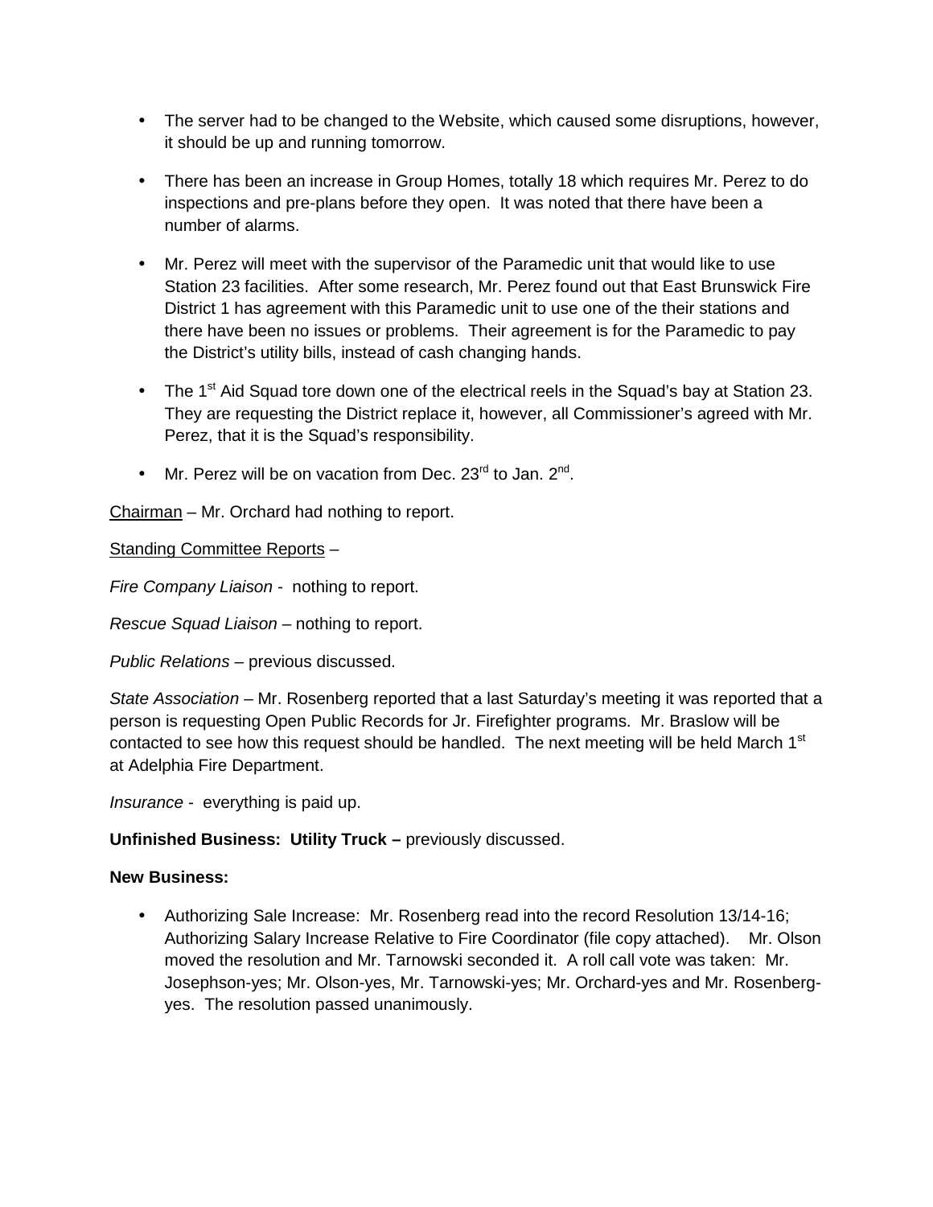- The server had to be changed to the Website, which caused some disruptions, however, it should be up and running tomorrow.

- There has been an increase in Group Homes, totally 18 which requires Mr. Perez to do inspections and pre-plans before they open. It was noted that there have been a number of alarms.

- Mr. Perez will meet with the supervisor of the Paramedic unit that would like to use Station 23 facilities. After some research, Mr. Perez found out that East Brunswick Fire District 1 has agreement with this Paramedic unit to use one of the their stations and there have been no issues or problems. Their agreement is for the Paramedic to pay the District's utility bills, instead of cash changing hands.

- The 1st Aid Squad tore down one of the electrical reels in the Squad's bay at Station 23. They are requesting the District replace it, however, all Commissioner's agreed with Mr. Perez, that it is the Squad's responsibility.

- Mr. Perez will be on vacation from Dec. 23rd to Jan. 2nd.

<u>Chairman</u> – Mr. Orchard had nothing to report.

<u>Standing Committee Reports</u> –

*Fire Company Liaison* - nothing to report.

*Rescue Squad Liaison* – nothing to report.

*Public Relations* – previous discussed.

*State Association* – Mr. Rosenberg reported that a last Saturday's meeting it was reported that a person is requesting Open Public Records for Jr. Firefighter programs. Mr. Braslow will be contacted to see how this request should be handled. The next meeting will be held March 1st at Adelphia Fire Department.

*Insurance* - everything is paid up.

**Unfinished Business: Utility Truck –** previously discussed.

**New Business:**

- Authorizing Sale Increase: Mr. Rosenberg read into the record Resolution 13/14-16; Authorizing Salary Increase Relative to Fire Coordinator (file copy attached). Mr. Olson moved the resolution and Mr. Tarnowski seconded it. A roll call vote was taken: Mr. Josephson-yes; Mr. Olson-yes, Mr. Tarnowski-yes; Mr. Orchard-yes and Mr. Rosenberg-yes. The resolution passed unanimously.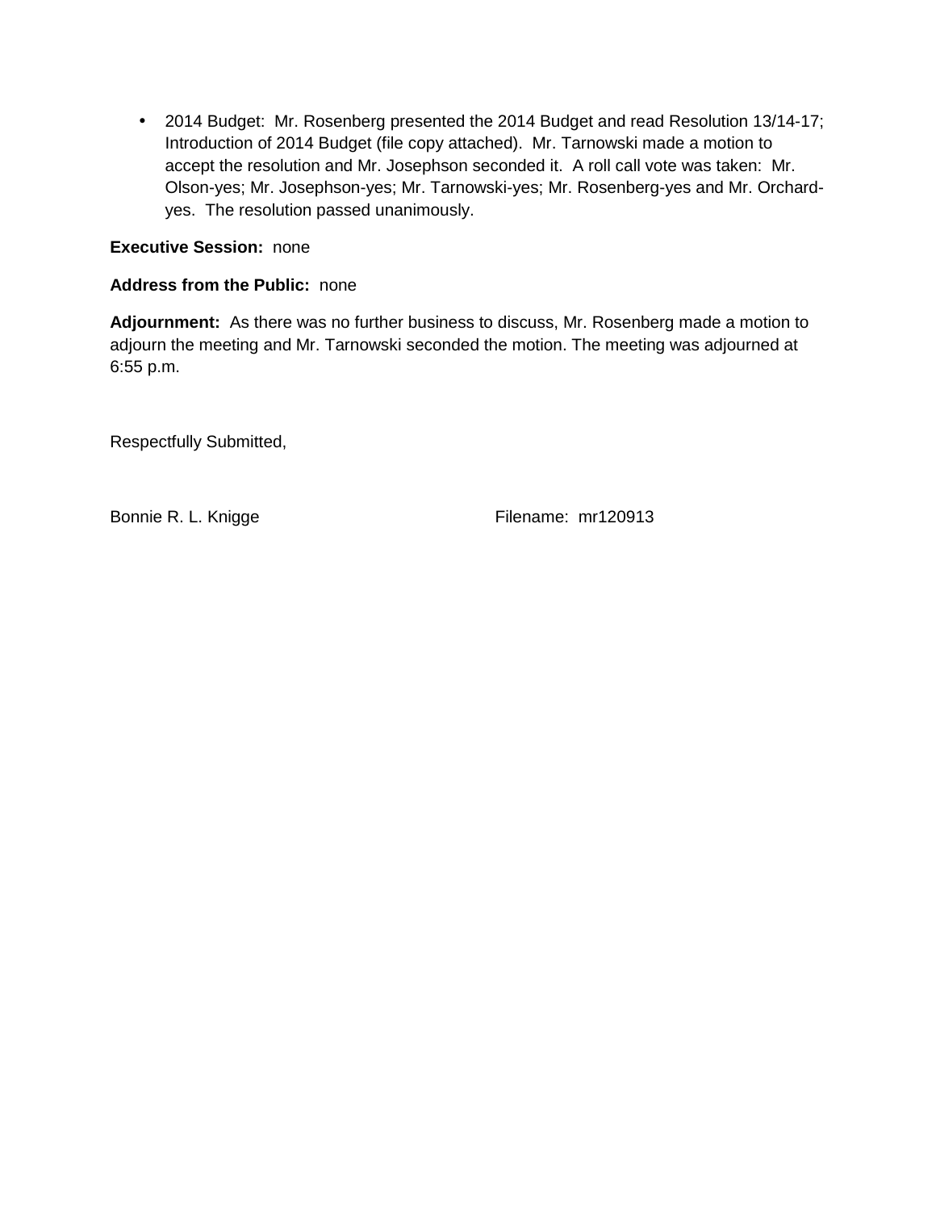- 2014 Budget: Mr. Rosenberg presented the 2014 Budget and read Resolution 13/14-17; Introduction of 2014 Budget (file copy attached). Mr. Tarnowski made a motion to accept the resolution and Mr. Josephson seconded it. A roll call vote was taken: Mr. Olson-yes; Mr. Josephson-yes; Mr. Tarnowski-yes; Mr. Rosenberg-yes and Mr. Orchard-yes. The resolution passed unanimously.

**Executive Session:** none

**Address from the Public:** none

**Adjournment:** As there was no further business to discuss, Mr. Rosenberg made a motion to adjourn the meeting and Mr. Tarnowski seconded the motion. The meeting was adjourned at 6:55 p.m.

Respectfully Submitted,

Bonnie R. L. Knigge

Filename: mr120913